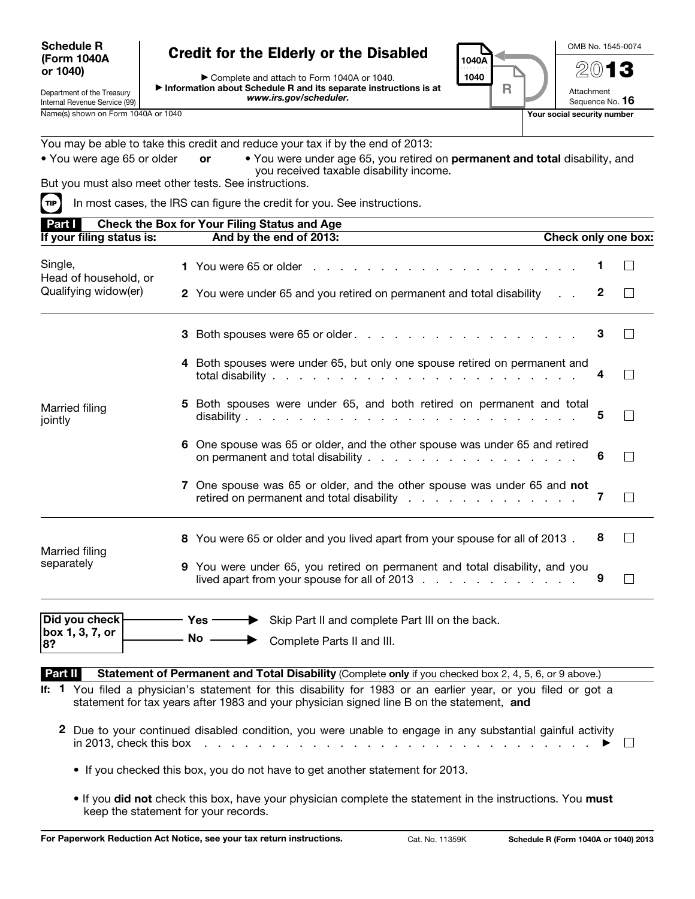**Schedule R (Form 1040A or 1040)**

Department of the Treasury
Internal Revenue Service (99)

# Credit for the Elderly or the Disabled

▶ Complete and attach to Form 1040A or 1040.
▶ Information about Schedule R and its separate instructions is at *www.irs.gov/scheduler.*

OMB No. 1545-0074

**2013**

Attachment Sequence No. **16**

Name(s) shown on Form 1040A or 1040 | **Your social security number**

You may be able to take this credit and reduce your tax if by the end of 2013:

- You were age 65 or older **or**
- You were under age 65, you retired on **permanent and total** disability, and you received taxable disability income.

But you must also meet other tests. See instructions.

**TIP** In most cases, the IRS can figure the credit for you. See instructions.

## Part I Check the Box for Your Filing Status and Age

| If your filing status is: | And by the end of 2013: | | Check only one box: |
|---|---|---|---|
| Single, Head of household, or Qualifying widow(er) | **1** You were 65 or older | **1** | ☐ |
| | **2** You were under 65 and you retired on permanent and total disability | **2** | ☐ |
| Married filing jointly | **3** Both spouses were 65 or older | **3** | ☐ |
| | **4** Both spouses were under 65, but only one spouse retired on permanent and total disability | **4** | ☐ |
| | **5** Both spouses were under 65, and both retired on permanent and total disability | **5** | ☐ |
| | **6** One spouse was 65 or older, and the other spouse was under 65 and retired on permanent and total disability | **6** | ☐ |
| | **7** One spouse was 65 or older, and the other spouse was under 65 and **not** retired on permanent and total disability | **7** | ☐ |
| Married filing separately | **8** You were 65 or older and you lived apart from your spouse for all of 2013 | **8** | ☐ |
| | **9** You were under 65, you retired on permanent and total disability, and you lived apart from your spouse for all of 2013 | **9** | ☐ |

**Did you check box 1, 3, 7, or 8?**

- **Yes** ▶ Skip Part II and complete Part III on the back.
- **No** ▶ Complete Parts II and III.

## Part II Statement of Permanent and Total Disability (Complete **only** if you checked box 2, 4, 5, 6, or 9 above.)

**If: 1** You filed a physician's statement for this disability for 1983 or an earlier year, or you filed or got a statement for tax years after 1983 and your physician signed line B on the statement, **and**

**2** Due to your continued disabled condition, you were unable to engage in any substantial gainful activity in 2013, check this box ▶ ☐

- If you checked this box, you do not have to get another statement for 2013.
- If you **did not** check this box, have your physician complete the statement in the instructions. You **must** keep the statement for your records.

**For Paperwork Reduction Act Notice, see your tax return instructions.** Cat. No. 11359K **Schedule R (Form 1040A or 1040) 2013**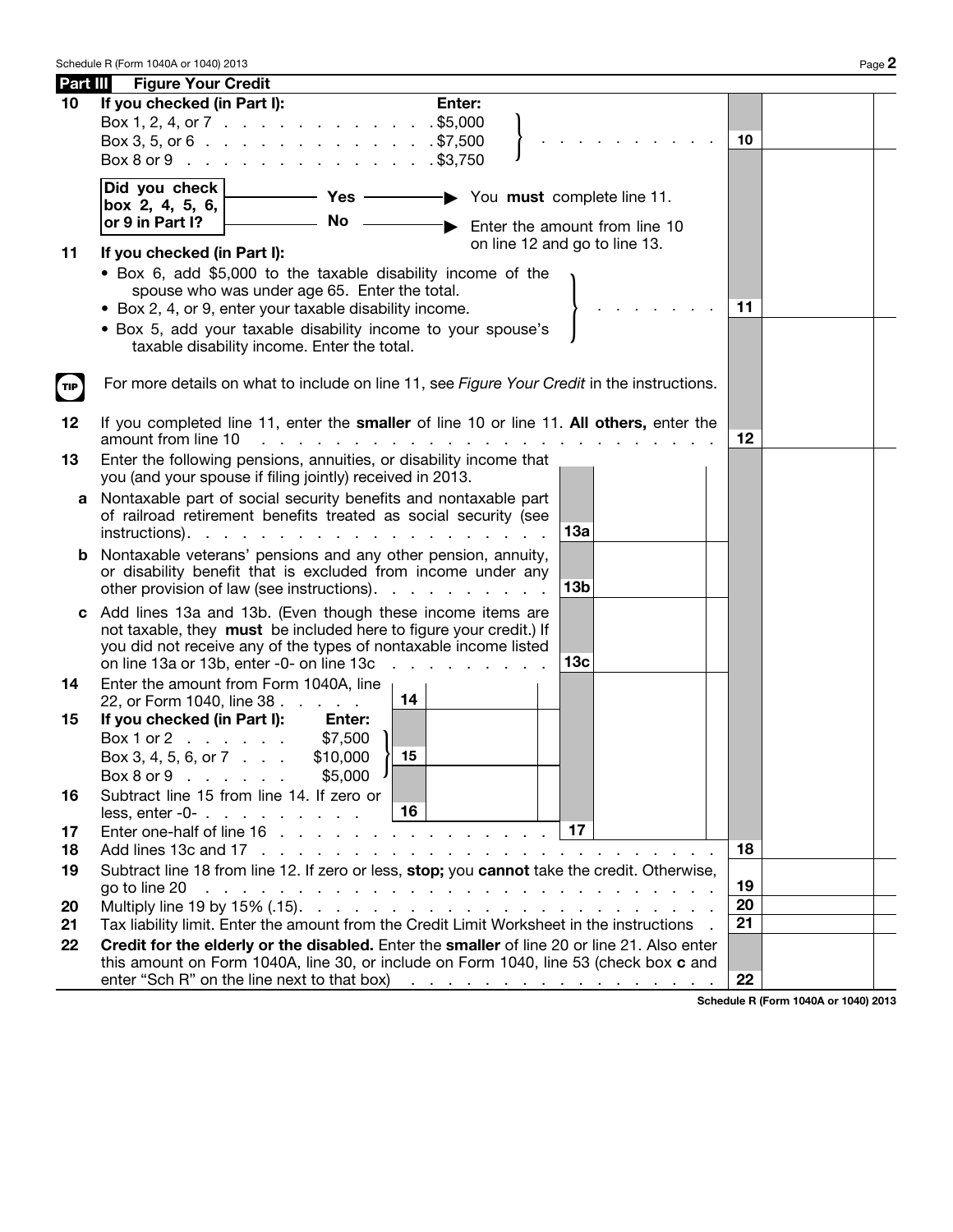## Part III Figure Your Credit

**10** **If you checked (in Part I):** **Enter:**

Box 1, 2, 4, or 7 . . . . . . . . . . . . . $5,000
Box 3, 5, or 6 . . . . . . . . . . . . . . $7,500
Box 8 or 9 . . . . . . . . . . . . . . . $3,750 . . . . . . . . . . **10** ______

**Did you check box 2, 4, 5, 6, or 9 in Part I?**

- **Yes** ▶ You **must** complete line 11.
- **No** ▶ Enter the amount from line 10 on line 12 and go to line 13.

**11** **If you checked (in Part I):**

- Box 6, add $5,000 to the taxable disability income of the spouse who was under age 65. Enter the total.
- Box 2, 4, or 9, enter your taxable disability income.
- Box 5, add your taxable disability income to your spouse's taxable disability income. Enter the total.

. . . . . . . . **11** ______

**TIP** For more details on what to include on line 11, see *Figure Your Credit* in the instructions.

**12** If you completed line 11, enter the **smaller** of line 10 or line 11. **All others,** enter the amount from line 10 . . . . . . . . . . . . . . . . . . . . . . . . . **12** ______

**13** Enter the following pensions, annuities, or disability income that you (and your spouse if filing jointly) received in 2013.

**a** Nontaxable part of social security benefits and nontaxable part of railroad retirement benefits treated as social security (see instructions). . . . . . . . . . . . . . . . . **13a** ______

**b** Nontaxable veterans' pensions and any other pension, annuity, or disability benefit that is excluded from income under any other provision of law (see instructions). . . . . . . . . . **13b** ______

**c** Add lines 13a and 13b. (Even though these income items are not taxable, they **must** be included here to figure your credit.) If you did not receive any of the types of nontaxable income listed on line 13a or 13b, enter -0- on line 13c . . . . . . . . . . **13c** ______

**14** Enter the amount from Form 1040A, line 22, or Form 1040, line 38 . . . . . **14** ______

**15** **If you checked (in Part I):** **Enter:**

Box 1 or 2 . . . . . . $7,500
Box 3, 4, 5, 6, or 7 . . . $10,000
Box 8 or 9 . . . . . . $5,000 **15** ______

**16** Subtract line 15 from line 14. If zero or less, enter -0- . . . . . . . . . . **16** ______

**17** Enter one-half of line 16 . . . . . . . . . . . . . . . . **17** ______

**18** Add lines 13c and 17 . . . . . . . . . . . . . . . . . . . . . . . . . . **18** ______

**19** Subtract line 18 from line 12. If zero or less, **stop;** you **cannot** take the credit. Otherwise, go to line 20 . . . . . . . . . . . . . . . . . . . . . . . . . . **19** ______

**20** Multiply line 19 by 15% (.15). . . . . . . . . . . . . . . . . . . . . . . **20** ______

**21** Tax liability limit. Enter the amount from the Credit Limit Worksheet in the instructions . **21** ______

**22** **Credit for the elderly or the disabled.** Enter the **smaller** of line 20 or line 21. Also enter this amount on Form 1040A, line 30, or include on Form 1040, line 53 (check box **c** and enter "Sch R" on the line next to that box) . . . . . . . . . . . . . . . . . **22** ______